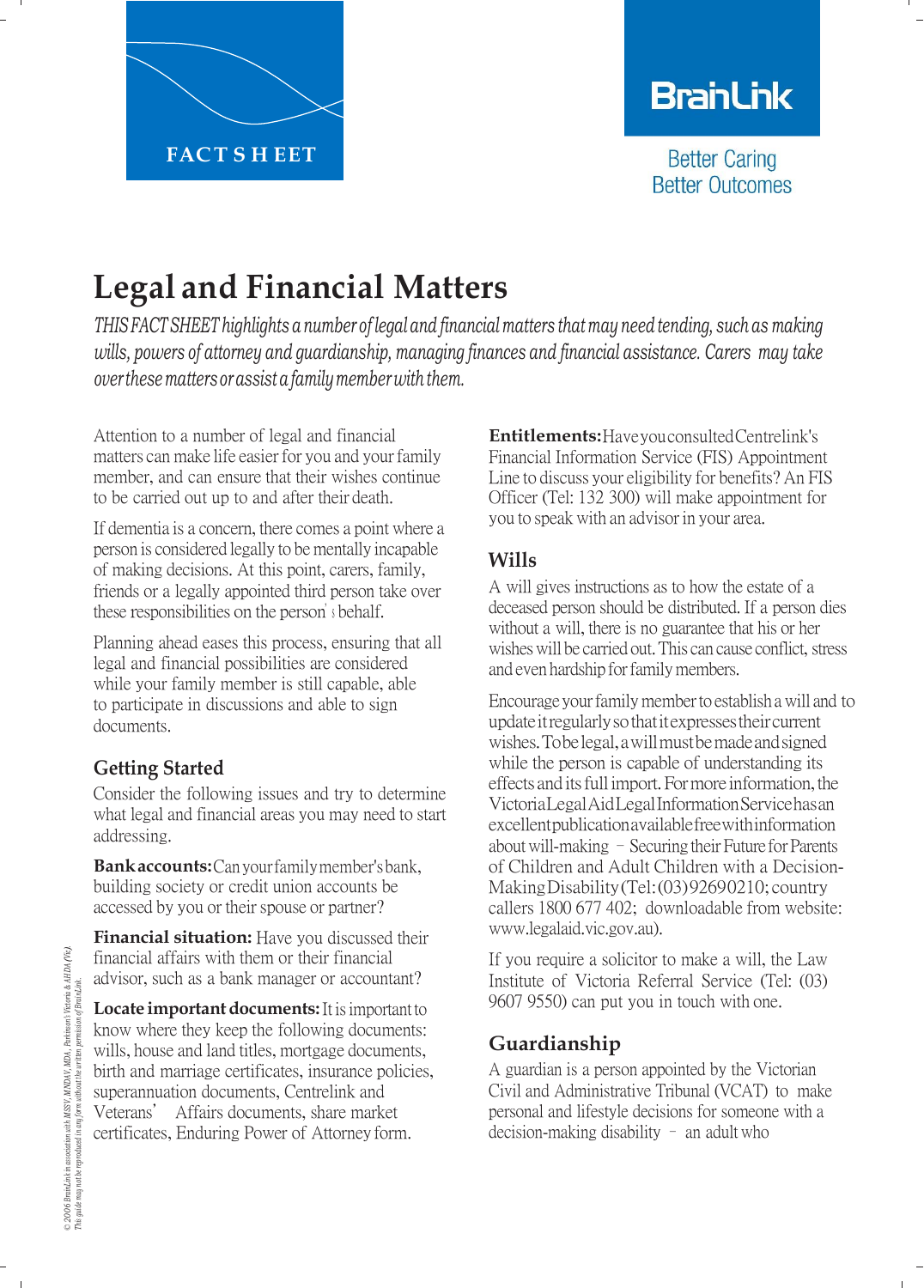FACT SHEET

BrainLink

Better Caring
Better Outcomes

# Legal and Financial Matters

*THIS FACT SHEET highlights a number of legal and financial matters that may need tending, such as making wills, powers of attorney and guardianship, managing finances and financial assistance. Carers may take over these matters or assist a family member with them.*

Attention to a number of legal and financial matters can make life easier for you and your family member, and can ensure that their wishes continue to be carried out up to and after their death.

If dementia is a concern, there comes a point where a person is considered legally to be mentally incapable of making decisions. At this point, carers, family, friends or a legally appointed third person take over these responsibilities on the person's behalf.

Planning ahead eases this process, ensuring that all legal and financial possibilities are considered while your family member is still capable, able to participate in discussions and able to sign documents.

## Getting Started

Consider the following issues and try to determine what legal and financial areas you may need to start addressing.

**Bank accounts:** Can your family member's bank, building society or credit union accounts be accessed by you or their spouse or partner?

**Financial situation:** Have you discussed their financial affairs with them or their financial advisor, such as a bank manager or accountant?

**Locate important documents:** It is important to know where they keep the following documents: wills, house and land titles, mortgage documents, birth and marriage certificates, insurance policies, superannuation documents, Centrelink and Veterans' Affairs documents, share market certificates, Enduring Power of Attorney form.

**Entitlements:** Have you consulted Centrelink's Financial Information Service (FIS) Appointment Line to discuss your eligibility for benefits? An FIS Officer (Tel: 132 300) will make appointment for you to speak with an advisor in your area.

## Wills

A will gives instructions as to how the estate of a deceased person should be distributed. If a person dies without a will, there is no guarantee that his or her wishes will be carried out. This can cause conflict, stress and even hardship for family members.

Encourage your family member to establish a will and to update it regularly so that it expresses their current wishes. To be legal, a will must be made and signed while the person is capable of understanding its effects and its full import. For more information, the Victoria Legal Aid Legal Information Service has an excellent publication available free with information about will-making – Securing their Future for Parents of Children and Adult Children with a Decision-Making Disability (Tel: (03) 92690210; country callers 1800 677 402; downloadable from website: www.legalaid.vic.gov.au).

If you require a solicitor to make a will, the Law Institute of Victoria Referral Service (Tel: (03) 9607 9550) can put you in touch with one.

## Guardianship

A guardian is a person appointed by the Victorian Civil and Administrative Tribunal (VCAT) to make personal and lifestyle decisions for someone with a decision-making disability – an adult who

© 2006 BrainLink in association with MSSV, MNDAV, MDA, Parkinson's Victoria & AHDA (Vic). This guide may not be reproduced in any form without the written permission of BrainLink.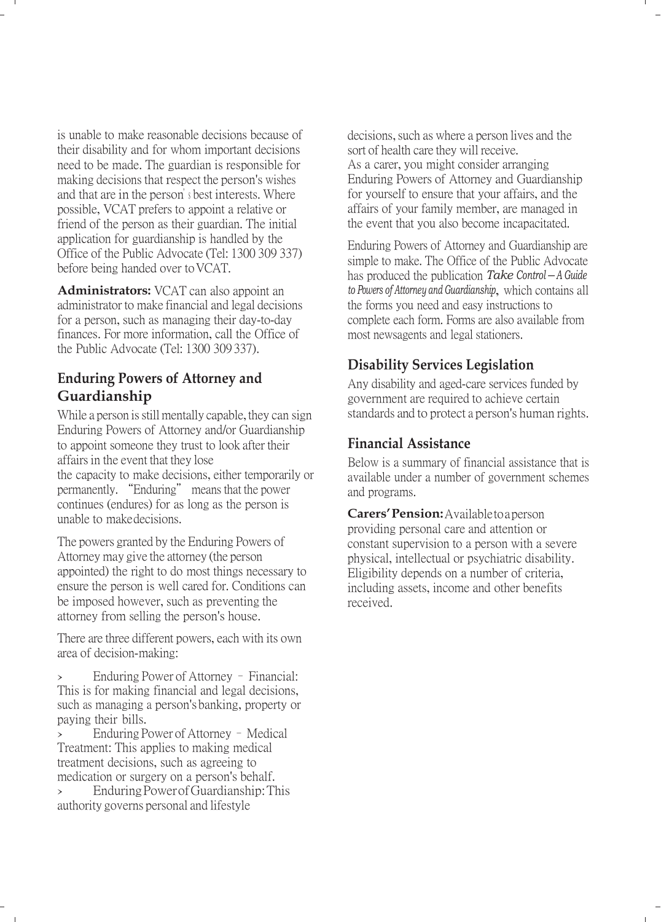is unable to make reasonable decisions because of their disability and for whom important decisions need to be made. The guardian is responsible for making decisions that respect the person's wishes and that are in the person's best interests. Where possible, VCAT prefers to appoint a relative or friend of the person as their guardian. The initial application for guardianship is handled by the Office of the Public Advocate (Tel: 1300 309 337) before being handed over to VCAT.

**Administrators:** VCAT can also appoint an administrator to make financial and legal decisions for a person, such as managing their day-to-day finances. For more information, call the Office of the Public Advocate (Tel: 1300 309 337).

## Enduring Powers of Attorney and Guardianship

While a person is still mentally capable, they can sign Enduring Powers of Attorney and/or Guardianship to appoint someone they trust to look after their affairs in the event that they lose the capacity to make decisions, either temporarily or permanently. "Enduring" means that the power continues (endures) for as long as the person is unable to make decisions.

The powers granted by the Enduring Powers of Attorney may give the attorney (the person appointed) the right to do most things necessary to ensure the person is well cared for. Conditions can be imposed however, such as preventing the attorney from selling the person's house.

There are three different powers, each with its own area of decision-making:

> Enduring Power of Attorney – Financial: This is for making financial and legal decisions, such as managing a person's banking, property or paying their bills.
> Enduring Power of Attorney – Medical Treatment: This applies to making medical treatment decisions, such as agreeing to medication or surgery on a person's behalf.
> Enduring Power of Guardianship: This authority governs personal and lifestyle decisions, such as where a person lives and the sort of health care they will receive.

As a carer, you might consider arranging Enduring Powers of Attorney and Guardianship for yourself to ensure that your affairs, and the affairs of your family member, are managed in the event that you also become incapacitated.

Enduring Powers of Attorney and Guardianship are simple to make. The Office of the Public Advocate has produced the publication *Take Control – A Guide to Powers of Attorney and Guardianship*, which contains all the forms you need and easy instructions to complete each form. Forms are also available from most newsagents and legal stationers.

## Disability Services Legislation

Any disability and aged-care services funded by government are required to achieve certain standards and to protect a person's human rights.

## Financial Assistance

Below is a summary of financial assistance that is available under a number of government schemes and programs.

**Carers' Pension:** Available to a person providing personal care and attention or constant supervision to a person with a severe physical, intellectual or psychiatric disability. Eligibility depends on a number of criteria, including assets, income and other benefits received.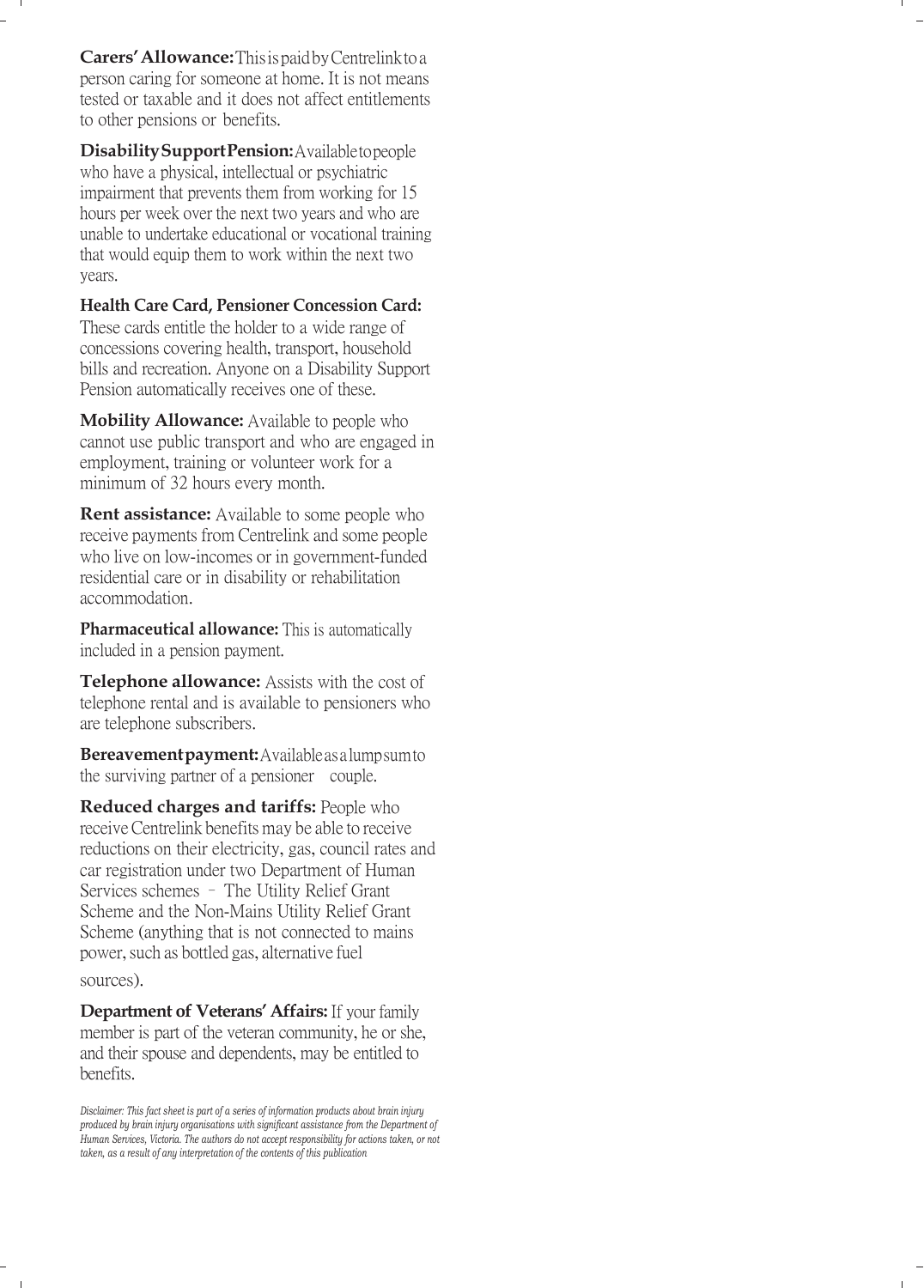**Carers' Allowance:** This is paid by Centrelink to a person caring for someone at home. It is not means tested or taxable and it does not affect entitlements to other pensions or benefits.

**Disability Support Pension:** Available to people who have a physical, intellectual or psychiatric impairment that prevents them from working for 15 hours per week over the next two years and who are unable to undertake educational or vocational training that would equip them to work within the next two years.

**Health Care Card, Pensioner Concession Card:** These cards entitle the holder to a wide range of concessions covering health, transport, household bills and recreation. Anyone on a Disability Support Pension automatically receives one of these.

**Mobility Allowance:** Available to people who cannot use public transport and who are engaged in employment, training or volunteer work for a minimum of 32 hours every month.

**Rent assistance:** Available to some people who receive payments from Centrelink and some people who live on low-incomes or in government-funded residential care or in disability or rehabilitation accommodation.

**Pharmaceutical allowance:** This is automatically included in a pension payment.

**Telephone allowance:** Assists with the cost of telephone rental and is available to pensioners who are telephone subscribers.

**Bereavement payment:** Available as a lump sum to the surviving partner of a pensioner couple.

**Reduced charges and tariffs:** People who receive Centrelink benefits may be able to receive reductions on their electricity, gas, council rates and car registration under two Department of Human Services schemes – The Utility Relief Grant Scheme and the Non-Mains Utility Relief Grant Scheme (anything that is not connected to mains power, such as bottled gas, alternative fuel sources).

**Department of Veterans' Affairs:** If your family member is part of the veteran community, he or she, and their spouse and dependents, may be entitled to benefits.

*Disclaimer: This fact sheet is part of a series of information products about brain injury produced by brain injury organisations with significant assistance from the Department of Human Services, Victoria. The authors do not accept responsibility for actions taken, or not taken, as a result of any interpretation of the contents of this publication*